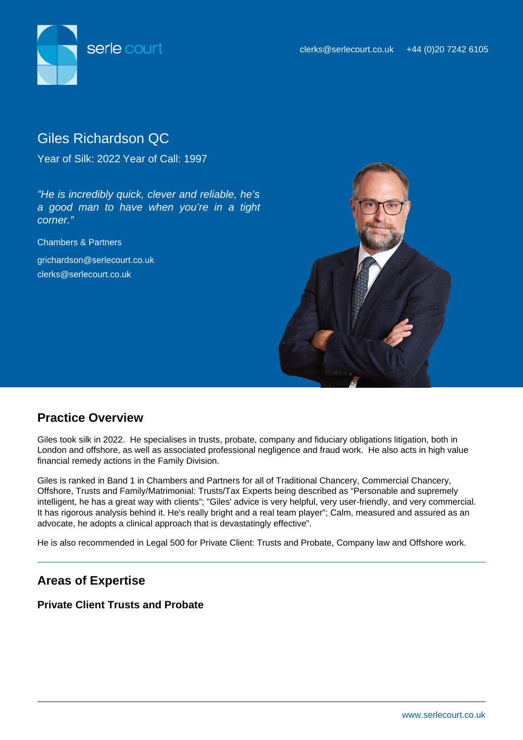serle court

clerks@serlecourt.co.uk +44 (0)20 7242 6105

# Giles Richardson QC

Year of Silk: 2022 Year of Call: 1997

*"He is incredibly quick, clever and reliable, he's a good man to have when you're in a tight corner."*

Chambers & Partners

grichardson@serlecourt.co.uk
clerks@serlecourt.co.uk

## Practice Overview

Giles took silk in 2022. He specialises in trusts, probate, company and fiduciary obligations litigation, both in London and offshore, as well as associated professional negligence and fraud work. He also acts in high value financial remedy actions in the Family Division.

Giles is ranked in Band 1 in Chambers and Partners for all of Traditional Chancery, Commercial Chancery, Offshore, Trusts and Family/Matrimonial: Trusts/Tax Experts being described as "Personable and supremely intelligent, he has a great way with clients"; "Giles' advice is very helpful, very user-friendly, and very commercial. It has rigorous analysis behind it. He's really bright and a real team player"; Calm, measured and assured as an advocate, he adopts a clinical approach that is devastatingly effective".

He is also recommended in Legal 500 for Private Client: Trusts and Probate, Company law and Offshore work.

---

## Areas of Expertise

### Private Client Trusts and Probate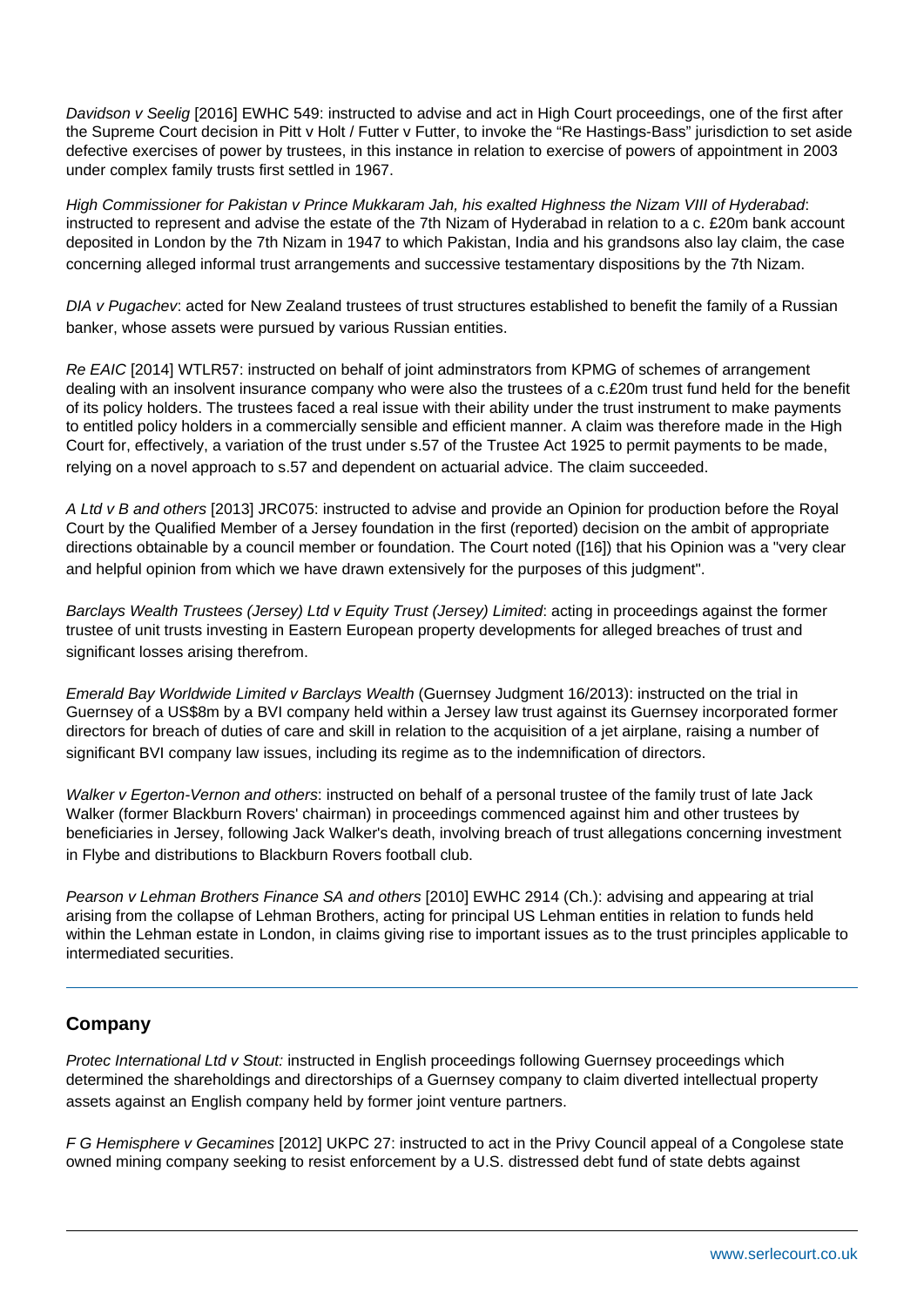*Davidson v Seelig* [2016] EWHC 549: instructed to advise and act in High Court proceedings, one of the first after the Supreme Court decision in Pitt v Holt / Futter v Futter, to invoke the "Re Hastings-Bass" jurisdiction to set aside defective exercises of power by trustees, in this instance in relation to exercise of powers of appointment in 2003 under complex family trusts first settled in 1967.

*High Commissioner for Pakistan v Prince Mukkaram Jah, his exalted Highness the Nizam VIII of Hyderabad*: instructed to represent and advise the estate of the 7th Nizam of Hyderabad in relation to a c. £20m bank account deposited in London by the 7th Nizam in 1947 to which Pakistan, India and his grandsons also lay claim, the case concerning alleged informal trust arrangements and successive testamentary dispositions by the 7th Nizam.

*DIA v Pugachev*: acted for New Zealand trustees of trust structures established to benefit the family of a Russian banker, whose assets were pursued by various Russian entities.

*Re EAIC* [2014] WTLR57: instructed on behalf of joint adminstrators from KPMG of schemes of arrangement dealing with an insolvent insurance company who were also the trustees of a c.£20m trust fund held for the benefit of its policy holders. The trustees faced a real issue with their ability under the trust instrument to make payments to entitled policy holders in a commercially sensible and efficient manner. A claim was therefore made in the High Court for, effectively, a variation of the trust under s.57 of the Trustee Act 1925 to permit payments to be made, relying on a novel approach to s.57 and dependent on actuarial advice. The claim succeeded.

*A Ltd v B and others* [2013] JRC075: instructed to advise and provide an Opinion for production before the Royal Court by the Qualified Member of a Jersey foundation in the first (reported) decision on the ambit of appropriate directions obtainable by a council member or foundation. The Court noted ([16]) that his Opinion was a "very clear and helpful opinion from which we have drawn extensively for the purposes of this judgment".

*Barclays Wealth Trustees (Jersey) Ltd v Equity Trust (Jersey) Limited*: acting in proceedings against the former trustee of unit trusts investing in Eastern European property developments for alleged breaches of trust and significant losses arising therefrom.

*Emerald Bay Worldwide Limited v Barclays Wealth* (Guernsey Judgment 16/2013): instructed on the trial in Guernsey of a US$8m by a BVI company held within a Jersey law trust against its Guernsey incorporated former directors for breach of duties of care and skill in relation to the acquisition of a jet airplane, raising a number of significant BVI company law issues, including its regime as to the indemnification of directors.

*Walker v Egerton-Vernon and others*: instructed on behalf of a personal trustee of the family trust of late Jack Walker (former Blackburn Rovers' chairman) in proceedings commenced against him and other trustees by beneficiaries in Jersey, following Jack Walker's death, involving breach of trust allegations concerning investment in Flybe and distributions to Blackburn Rovers football club.

*Pearson v Lehman Brothers Finance SA and others* [2010] EWHC 2914 (Ch.): advising and appearing at trial arising from the collapse of Lehman Brothers, acting for principal US Lehman entities in relation to funds held within the Lehman estate in London, in claims giving rise to important issues as to the trust principles applicable to intermediated securities.

---

## Company

*Protec International Ltd v Stout:* instructed in English proceedings following Guernsey proceedings which determined the shareholdings and directorships of a Guernsey company to claim diverted intellectual property assets against an English company held by former joint venture partners.

*F G Hemisphere v Gecamines* [2012] UKPC 27: instructed to act in the Privy Council appeal of a Congolese state owned mining company seeking to resist enforcement by a U.S. distressed debt fund of state debts against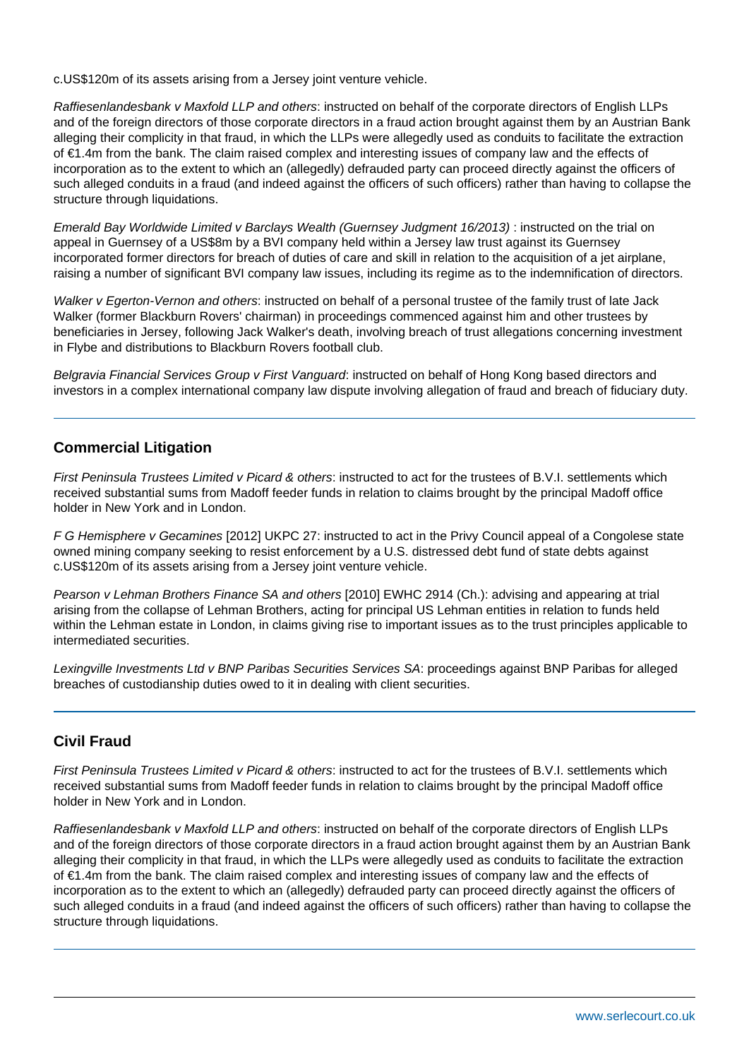c.US$120m of its assets arising from a Jersey joint venture vehicle.

*Raffiesenlandesbank v Maxfold LLP and others*: instructed on behalf of the corporate directors of English LLPs and of the foreign directors of those corporate directors in a fraud action brought against them by an Austrian Bank alleging their complicity in that fraud, in which the LLPs were allegedly used as conduits to facilitate the extraction of €1.4m from the bank. The claim raised complex and interesting issues of company law and the effects of incorporation as to the extent to which an (allegedly) defrauded party can proceed directly against the officers of such alleged conduits in a fraud (and indeed against the officers of such officers) rather than having to collapse the structure through liquidations.

*Emerald Bay Worldwide Limited v Barclays Wealth (Guernsey Judgment 16/2013)* : instructed on the trial on appeal in Guernsey of a US$8m by a BVI company held within a Jersey law trust against its Guernsey incorporated former directors for breach of duties of care and skill in relation to the acquisition of a jet airplane, raising a number of significant BVI company law issues, including its regime as to the indemnification of directors.

*Walker v Egerton-Vernon and others*: instructed on behalf of a personal trustee of the family trust of late Jack Walker (former Blackburn Rovers' chairman) in proceedings commenced against him and other trustees by beneficiaries in Jersey, following Jack Walker's death, involving breach of trust allegations concerning investment in Flybe and distributions to Blackburn Rovers football club.

*Belgravia Financial Services Group v First Vanguard*: instructed on behalf of Hong Kong based directors and investors in a complex international company law dispute involving allegation of fraud and breach of fiduciary duty.

## Commercial Litigation

*First Peninsula Trustees Limited v Picard & others*: instructed to act for the trustees of B.V.I. settlements which received substantial sums from Madoff feeder funds in relation to claims brought by the principal Madoff office holder in New York and in London.

*F G Hemisphere v Gecamines* [2012] UKPC 27: instructed to act in the Privy Council appeal of a Congolese state owned mining company seeking to resist enforcement by a U.S. distressed debt fund of state debts against c.US$120m of its assets arising from a Jersey joint venture vehicle.

*Pearson v Lehman Brothers Finance SA and others* [2010] EWHC 2914 (Ch.): advising and appearing at trial arising from the collapse of Lehman Brothers, acting for principal US Lehman entities in relation to funds held within the Lehman estate in London, in claims giving rise to important issues as to the trust principles applicable to intermediated securities.

*Lexingville Investments Ltd v BNP Paribas Securities Services SA*: proceedings against BNP Paribas for alleged breaches of custodianship duties owed to it in dealing with client securities.

## Civil Fraud

*First Peninsula Trustees Limited v Picard & others*: instructed to act for the trustees of B.V.I. settlements which received substantial sums from Madoff feeder funds in relation to claims brought by the principal Madoff office holder in New York and in London.

*Raffiesenlandesbank v Maxfold LLP and others*: instructed on behalf of the corporate directors of English LLPs and of the foreign directors of those corporate directors in a fraud action brought against them by an Austrian Bank alleging their complicity in that fraud, in which the LLPs were allegedly used as conduits to facilitate the extraction of €1.4m from the bank. The claim raised complex and interesting issues of company law and the effects of incorporation as to the extent to which an (allegedly) defrauded party can proceed directly against the officers of such alleged conduits in a fraud (and indeed against the officers of such officers) rather than having to collapse the structure through liquidations.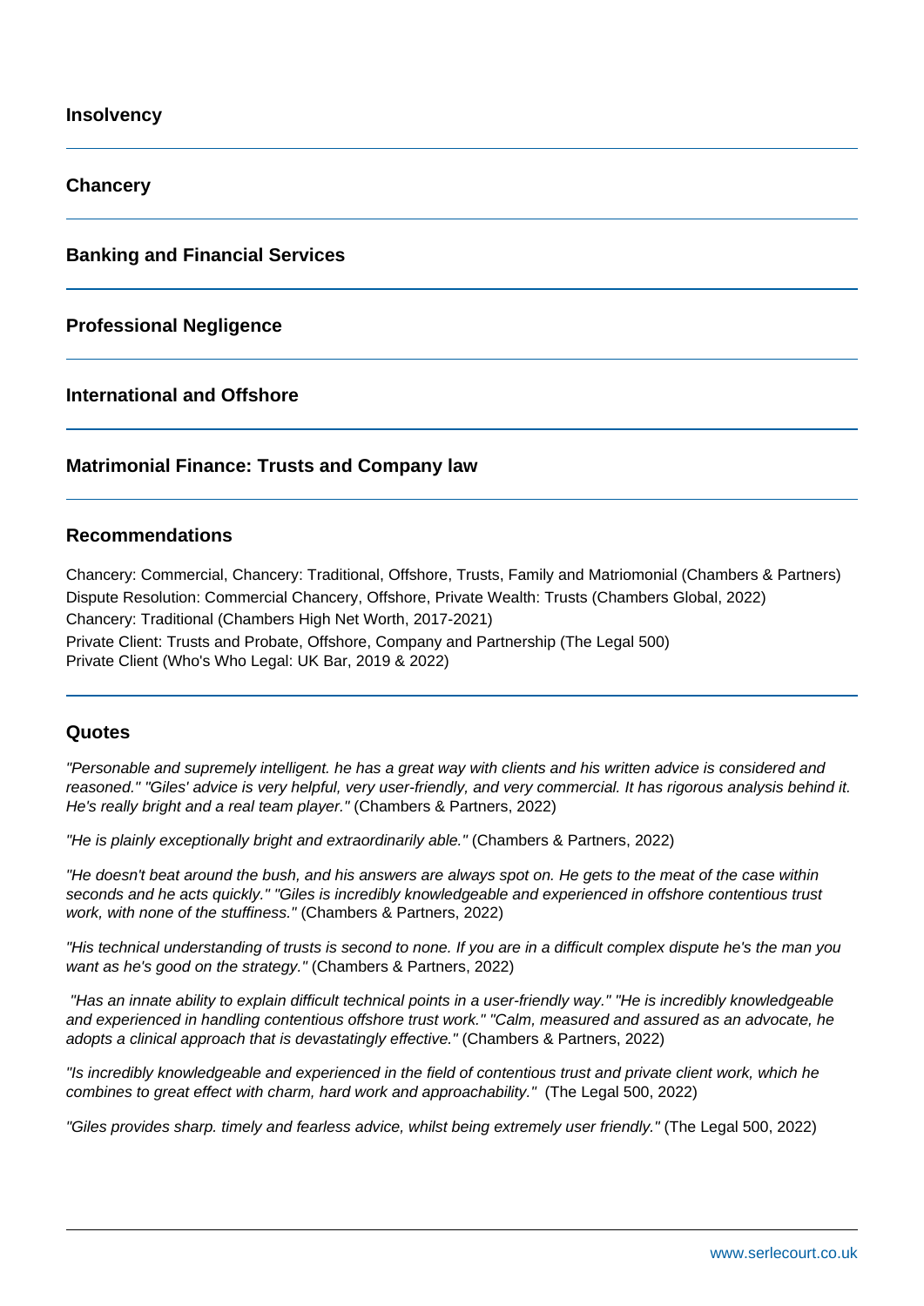## Insolvency

## Chancery

## Banking and Financial Services

## Professional Negligence

## International and Offshore

## Matrimonial Finance: Trusts and Company law

## Recommendations

Chancery: Commercial, Chancery: Traditional, Offshore, Trusts, Family and Matriomonial (Chambers & Partners)
Dispute Resolution: Commercial Chancery, Offshore, Private Wealth: Trusts (Chambers Global, 2022)
Chancery: Traditional (Chambers High Net Worth, 2017-2021)
Private Client: Trusts and Probate, Offshore, Company and Partnership (The Legal 500)
Private Client (Who's Who Legal: UK Bar, 2019 & 2022)

## Quotes

*"Personable and supremely intelligent. he has a great way with clients and his written advice is considered and reasoned." "Giles' advice is very helpful, very user-friendly, and very commercial. It has rigorous analysis behind it. He's really bright and a real team player."* (Chambers & Partners, 2022)

*"He is plainly exceptionally bright and extraordinarily able."* (Chambers & Partners, 2022)

*"He doesn't beat around the bush, and his answers are always spot on. He gets to the meat of the case within seconds and he acts quickly." "Giles is incredibly knowledgeable and experienced in offshore contentious trust work, with none of the stuffiness."* (Chambers & Partners, 2022)

*"His technical understanding of trusts is second to none. If you are in a difficult complex dispute he's the man you want as he's good on the strategy."* (Chambers & Partners, 2022)

*"Has an innate ability to explain difficult technical points in a user-friendly way." "He is incredibly knowledgeable and experienced in handling contentious offshore trust work." "Calm, measured and assured as an advocate, he adopts a clinical approach that is devastatingly effective."* (Chambers & Partners, 2022)

*"Is incredibly knowledgeable and experienced in the field of contentious trust and private client work, which he combines to great effect with charm, hard work and approachability."* (The Legal 500, 2022)

*"Giles provides sharp. timely and fearless advice, whilst being extremely user friendly."* (The Legal 500, 2022)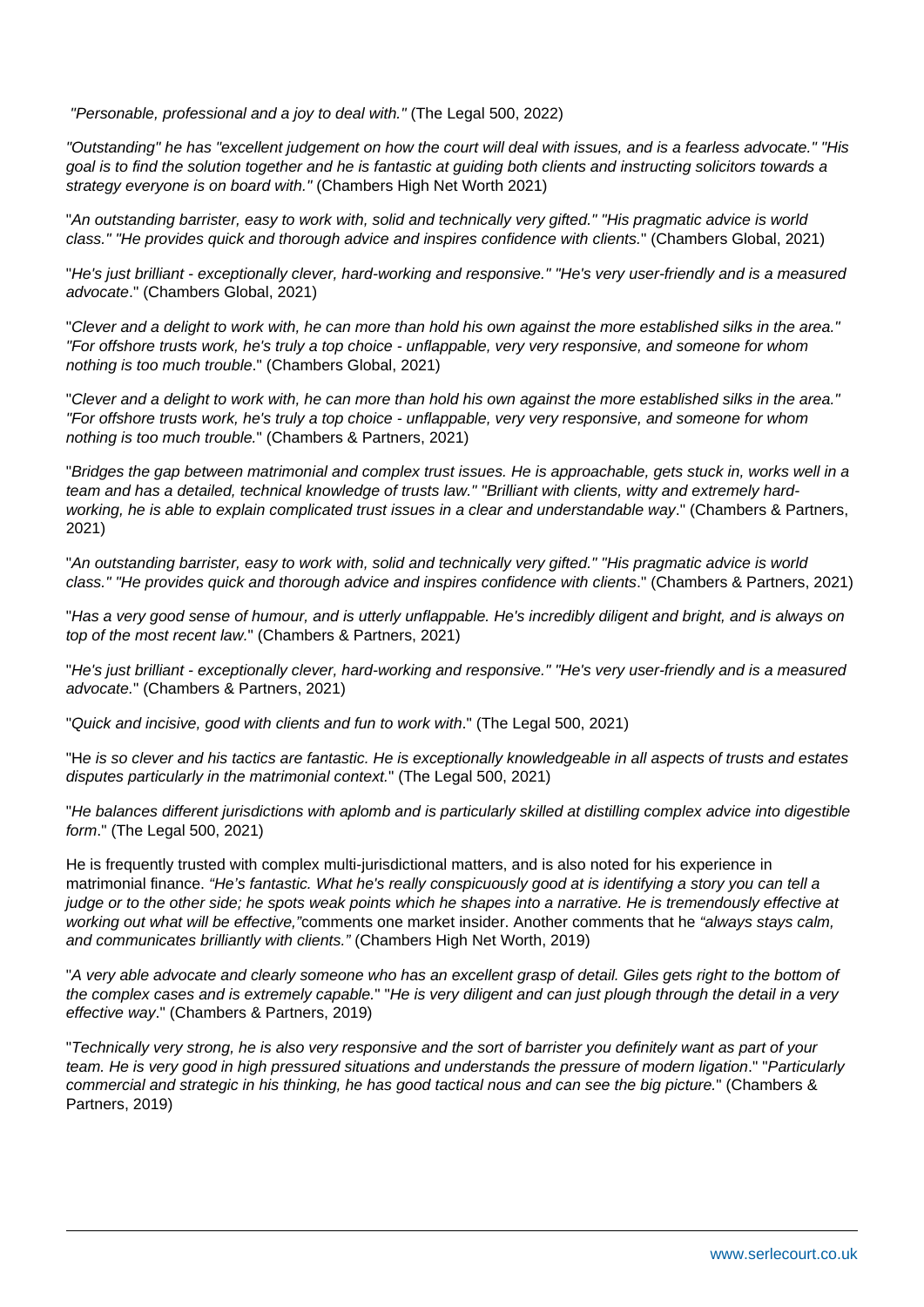*"Personable, professional and a joy to deal with."* (The Legal 500, 2022)

*"Outstanding" he has "excellent judgement on how the court will deal with issues, and is a fearless advocate." "His goal is to find the solution together and he is fantastic at guiding both clients and instructing solicitors towards a strategy everyone is on board with."* (Chambers High Net Worth 2021)

"*An outstanding barrister, easy to work with, solid and technically very gifted." "His pragmatic advice is world class." "He provides quick and thorough advice and inspires confidence with clients.*" (Chambers Global, 2021)

"*He's just brilliant - exceptionally clever, hard-working and responsive." "He's very user-friendly and is a measured advocate*." (Chambers Global, 2021)

"*Clever and a delight to work with, he can more than hold his own against the more established silks in the area." "For offshore trusts work, he's truly a top choice - unflappable, very very responsive, and someone for whom nothing is too much trouble*." (Chambers Global, 2021)

"*Clever and a delight to work with, he can more than hold his own against the more established silks in the area." "For offshore trusts work, he's truly a top choice - unflappable, very very responsive, and someone for whom nothing is too much trouble.*" (Chambers & Partners, 2021)

"*Bridges the gap between matrimonial and complex trust issues. He is approachable, gets stuck in, works well in a team and has a detailed, technical knowledge of trusts law." "Brilliant with clients, witty and extremely hard-working, he is able to explain complicated trust issues in a clear and understandable way*." (Chambers & Partners, 2021)

"*An outstanding barrister, easy to work with, solid and technically very gifted." "His pragmatic advice is world class." "He provides quick and thorough advice and inspires confidence with clients*." (Chambers & Partners, 2021)

"*Has a very good sense of humour, and is utterly unflappable. He's incredibly diligent and bright, and is always on top of the most recent law.*" (Chambers & Partners, 2021)

"*He's just brilliant - exceptionally clever, hard-working and responsive." "He's very user-friendly and is a measured advocate.*" (Chambers & Partners, 2021)

"*Quick and incisive, good with clients and fun to work with*." (The Legal 500, 2021)

"H*e is so clever and his tactics are fantastic. He is exceptionally knowledgeable in all aspects of trusts and estates disputes particularly in the matrimonial context.*" (The Legal 500, 2021)

"*He balances different jurisdictions with aplomb and is particularly skilled at distilling complex advice into digestible form*." (The Legal 500, 2021)

He is frequently trusted with complex multi-jurisdictional matters, and is also noted for his experience in matrimonial finance. *"He's fantastic. What he's really conspicuously good at is identifying a story you can tell a judge or to the other side; he spots weak points which he shapes into a narrative. He is tremendously effective at working out what will be effective,"*comments one market insider. Another comments that he *"always stays calm, and communicates brilliantly with clients."* (Chambers High Net Worth, 2019)

"*A very able advocate and clearly someone who has an excellent grasp of detail. Giles gets right to the bottom of the complex cases and is extremely capable.*" "*He is very diligent and can just plough through the detail in a very effective way*." (Chambers & Partners, 2019)

"*Technically very strong, he is also very responsive and the sort of barrister you definitely want as part of your team. He is very good in high pressured situations and understands the pressure of modern ligation*." "*Particularly commercial and strategic in his thinking, he has good tactical nous and can see the big picture.*" (Chambers & Partners, 2019)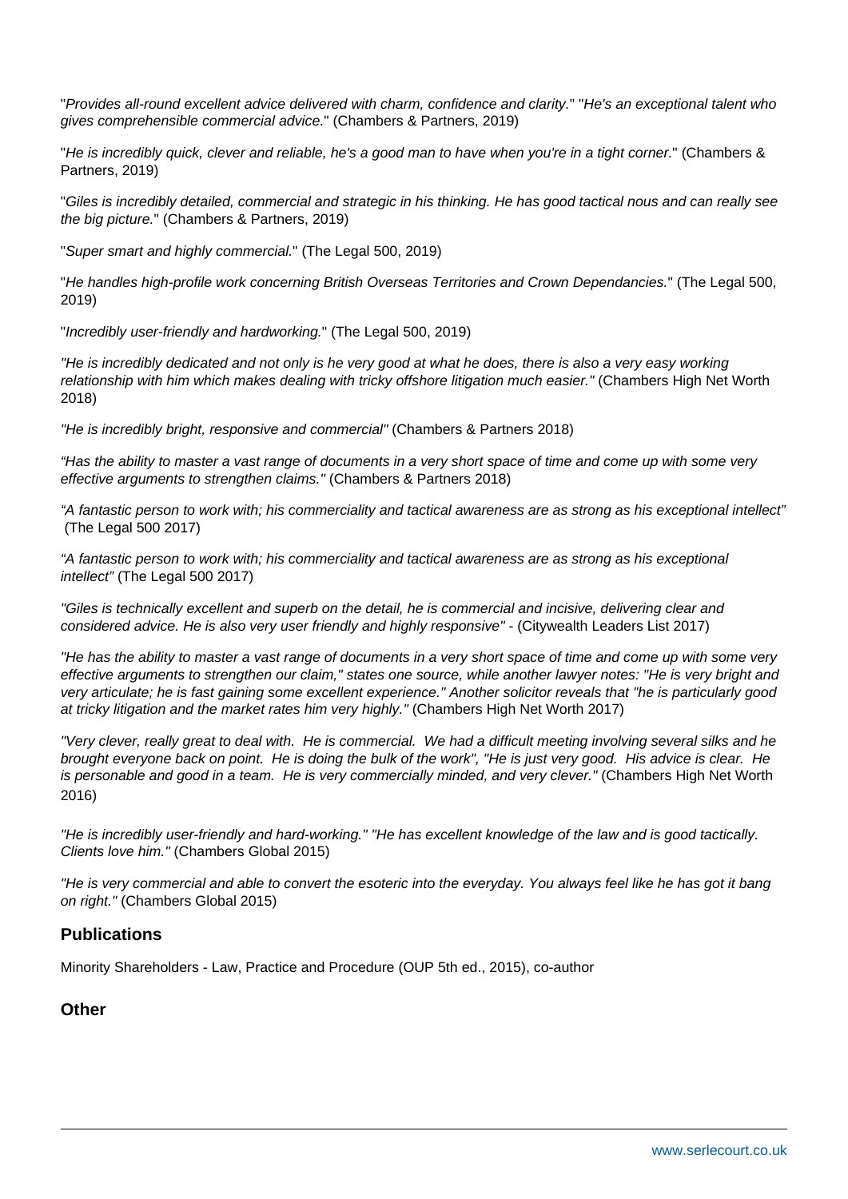"*Provides all-round excellent advice delivered with charm, confidence and clarity.*" "*He's an exceptional talent who gives comprehensible commercial advice.*" (Chambers & Partners, 2019)

"*He is incredibly quick, clever and reliable, he's a good man to have when you're in a tight corner.*" (Chambers & Partners, 2019)

"*Giles is incredibly detailed, commercial and strategic in his thinking. He has good tactical nous and can really see the big picture.*" (Chambers & Partners, 2019)

"*Super smart and highly commercial.*" (The Legal 500, 2019)

"*He handles high-profile work concerning British Overseas Territories and Crown Dependancies.*" (The Legal 500, 2019)

"*Incredibly user-friendly and hardworking.*" (The Legal 500, 2019)

*"He is incredibly dedicated and not only is he very good at what he does, there is also a very easy working relationship with him which makes dealing with tricky offshore litigation much easier."* (Chambers High Net Worth 2018)

*"He is incredibly bright, responsive and commercial"* (Chambers & Partners 2018)

*"Has the ability to master a vast range of documents in a very short space of time and come up with some very effective arguments to strengthen claims."* (Chambers & Partners 2018)

*"A fantastic person to work with; his commerciality and tactical awareness are as strong as his exceptional intellect"* (The Legal 500 2017)

*"A fantastic person to work with; his commerciality and tactical awareness are as strong as his exceptional intellect"* (The Legal 500 2017)

*"Giles is technically excellent and superb on the detail, he is commercial and incisive, delivering clear and considered advice. He is also very user friendly and highly responsive"* - (Citywealth Leaders List 2017)

*"He has the ability to master a vast range of documents in a very short space of time and come up with some very effective arguments to strengthen our claim," states one source, while another lawyer notes: "He is very bright and very articulate; he is fast gaining some excellent experience." Another solicitor reveals that "he is particularly good at tricky litigation and the market rates him very highly."* (Chambers High Net Worth 2017)

*"Very clever, really great to deal with. He is commercial. We had a difficult meeting involving several silks and he brought everyone back on point. He is doing the bulk of the work", "He is just very good. His advice is clear. He is personable and good in a team. He is very commercially minded, and very clever."* (Chambers High Net Worth 2016)

*"He is incredibly user-friendly and hard-working." "He has excellent knowledge of the law and is good tactically. Clients love him."* (Chambers Global 2015)

*"He is very commercial and able to convert the esoteric into the everyday. You always feel like he has got it bang on right."* (Chambers Global 2015)

## Publications

Minority Shareholders - Law, Practice and Procedure (OUP 5th ed., 2015), co-author

## Other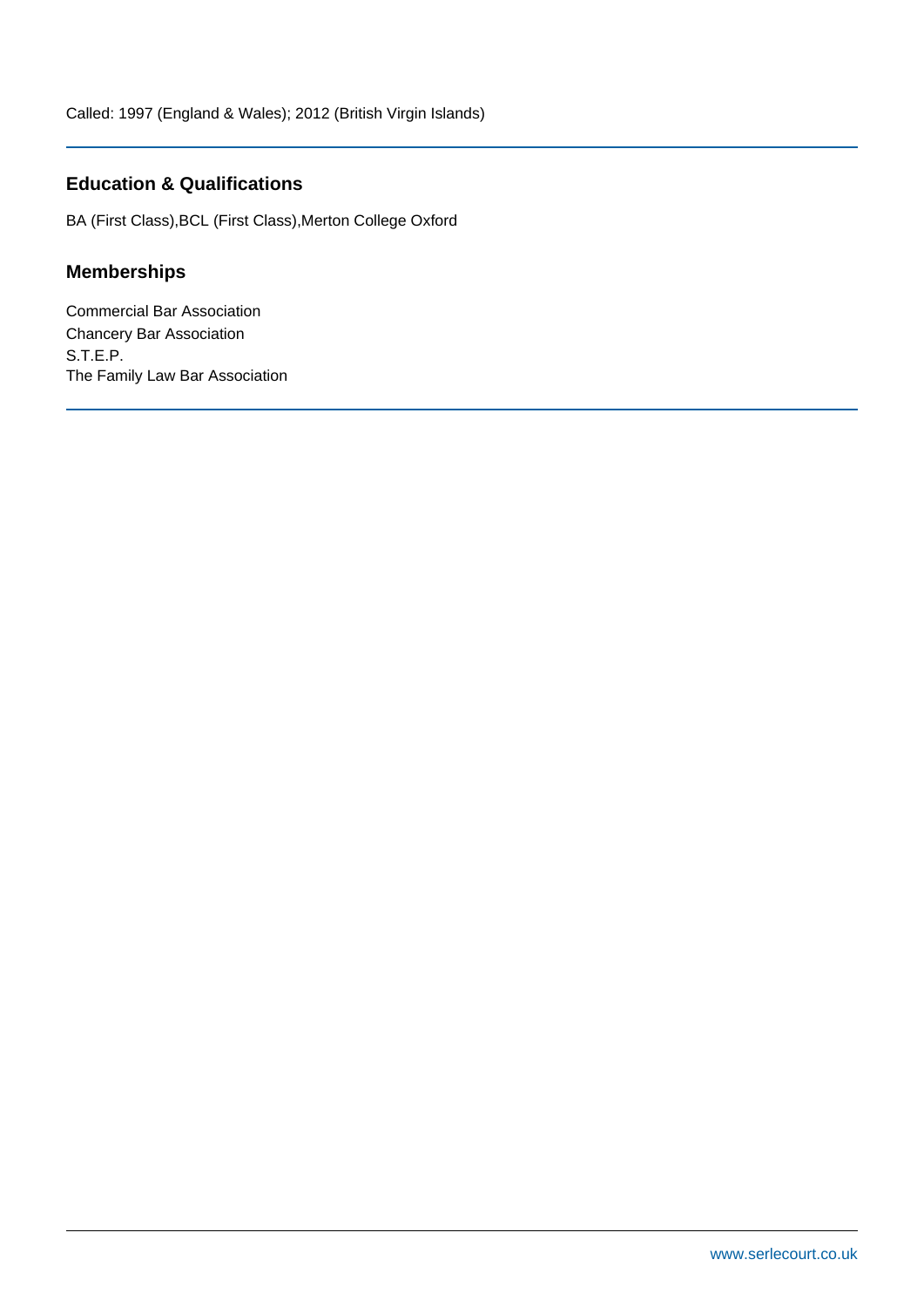Called: 1997 (England & Wales); 2012 (British Virgin Islands)

## Education & Qualifications

BA (First Class),BCL (First Class),Merton College Oxford

## Memberships

Commercial Bar Association
Chancery Bar Association
S.T.E.P.
The Family Law Bar Association